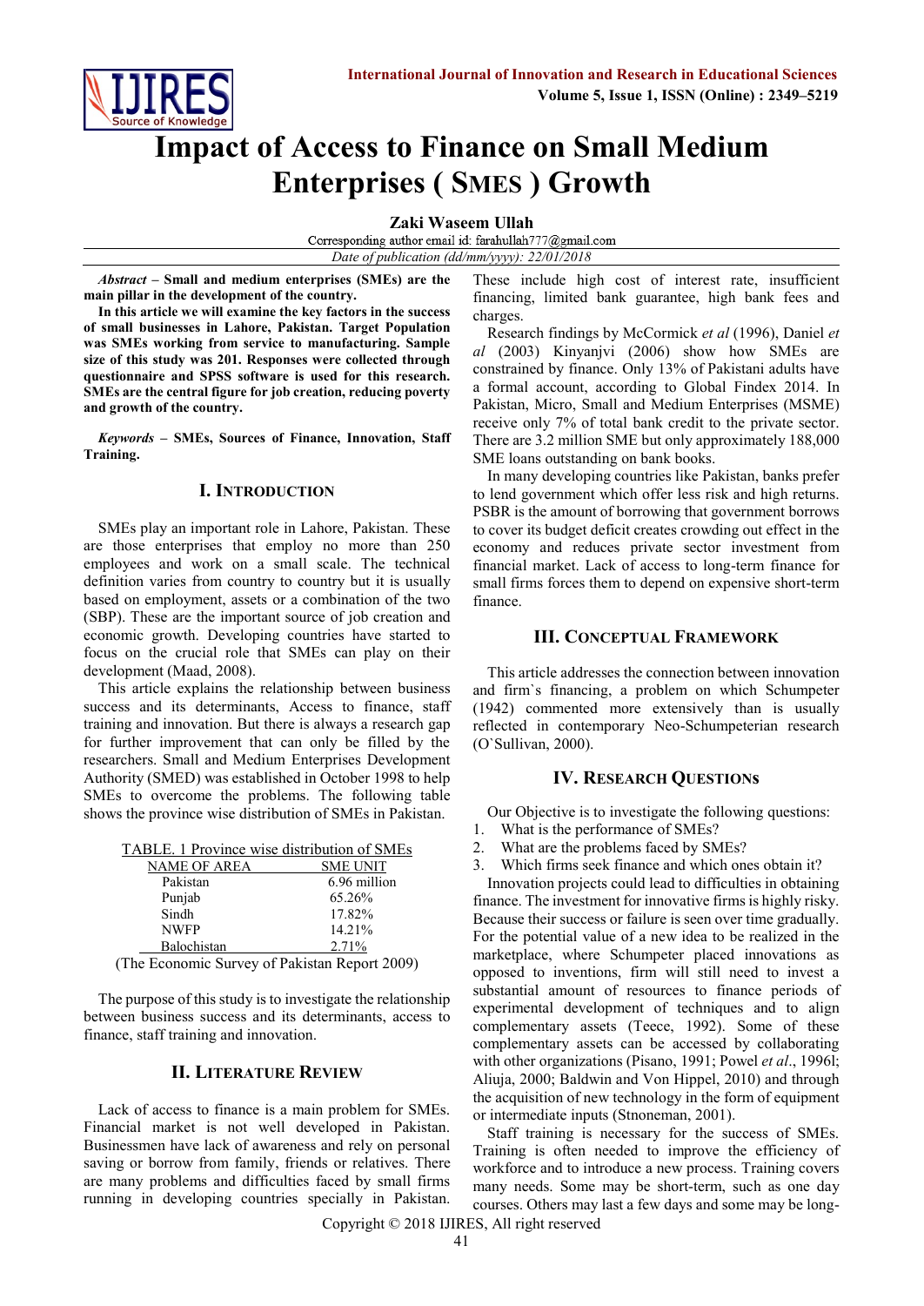# Impact of Access to Finance on Small Medium Enterprises ( SMES ) Growth

**Zaki Waseem Ullah**

Corresponding author email id: farahullah777@gmail.com

*Date of publication (dd/mm/yyyy): 22/01/2018*

***Abstract*** **– Small and medium enterprises (SMEs) are the main pillar in the development of the country.**

**In this article we will examine the key factors in the success of small businesses in Lahore, Pakistan. Target Population was SMEs working from service to manufacturing. Sample size of this study was 201. Responses were collected through questionnaire and SPSS software is used for this research. SMEs are the central figure for job creation, reducing poverty and growth of the country.**

***Keywords*** **– SMEs, Sources of Finance, Innovation, Staff Training.**

## I. Introduction

SMEs play an important role in Lahore, Pakistan. These are those enterprises that employ no more than 250 employees and work on a small scale. The technical definition varies from country to country but it is usually based on employment, assets or a combination of the two (SBP). These are the important source of job creation and economic growth. Developing countries have started to focus on the crucial role that SMEs can play on their development (Maad, 2008).

This article explains the relationship between business success and its determinants, Access to finance, staff training and innovation. But there is always a research gap for further improvement that can only be filled by the researchers. Small and Medium Enterprises Development Authority (SMED) was established in October 1998 to help SMEs to overcome the problems. The following table shows the province wise distribution of SMEs in Pakistan.

TABLE. 1 Province wise distribution of SMEs

| NAME OF AREA | SME UNIT |
|---|---|
| Pakistan | 6.96 million |
| Punjab | 65.26% |
| Sindh | 17.82% |
| NWFP | 14.21% |
| Balochistan | 2.71% |

(The Economic Survey of Pakistan Report 2009)

The purpose of this study is to investigate the relationship between business success and its determinants, access to finance, staff training and innovation.

## II. Literature Review

Lack of access to finance is a main problem for SMEs. Financial market is not well developed in Pakistan. Businessmen have lack of awareness and rely on personal saving or borrow from family, friends or relatives. There are many problems and difficulties faced by small firms running in developing countries specially in Pakistan. These include high cost of interest rate, insufficient financing, limited bank guarantee, high bank fees and charges.

Research findings by McCormick *et al* (1996), Daniel *et al* (2003) Kinyanjvi (2006) show how SMEs are constrained by finance. Only 13% of Pakistani adults have a formal account, according to Global Findex 2014. In Pakistan, Micro, Small and Medium Enterprises (MSME) receive only 7% of total bank credit to the private sector. There are 3.2 million SME but only approximately 188,000 SME loans outstanding on bank books.

In many developing countries like Pakistan, banks prefer to lend government which offer less risk and high returns. PSBR is the amount of borrowing that government borrows to cover its budget deficit creates crowding out effect in the economy and reduces private sector investment from financial market. Lack of access to long-term finance for small firms forces them to depend on expensive short-term finance.

## III. Conceptual Framework

This article addresses the connection between innovation and firm`s financing, a problem on which Schumpeter (1942) commented more extensively than is usually reflected in contemporary Neo-Schumpeterian research (O`Sullivan, 2000).

## IV. Research Questions

Our Objective is to investigate the following questions:

1. What is the performance of SMEs?
2. What are the problems faced by SMEs?
3. Which firms seek finance and which ones obtain it?

Innovation projects could lead to difficulties in obtaining finance. The investment for innovative firms is highly risky. Because their success or failure is seen over time gradually. For the potential value of a new idea to be realized in the marketplace, where Schumpeter placed innovations as opposed to inventions, firm will still need to invest a substantial amount of resources to finance periods of experimental development of techniques and to align complementary assets (Teece, 1992). Some of these complementary assets can be accessed by collaborating with other organizations (Pisano, 1991; Powel *et al*., 1996l; Aliuja, 2000; Baldwin and Von Hippel, 2010) and through the acquisition of new technology in the form of equipment or intermediate inputs (Stnoneman, 2001).

Staff training is necessary for the success of SMEs. Training is often needed to improve the efficiency of workforce and to introduce a new process. Training covers many needs. Some may be short-term, such as one day courses. Others may last a few days and some may be long-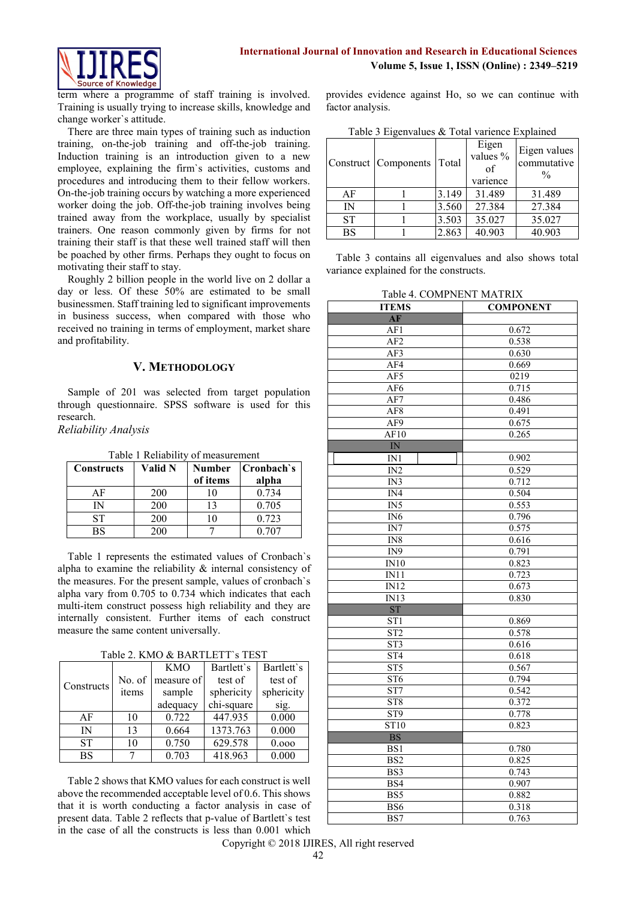term where a programme of staff training is involved. Training is usually trying to increase skills, knowledge and change worker`s attitude.

There are three main types of training such as induction training, on-the-job training and off-the-job training. Induction training is an introduction given to a new employee, explaining the firm`s activities, customs and procedures and introducing them to their fellow workers. On-the-job training occurs by watching a more experienced worker doing the job. Off-the-job training involves being trained away from the workplace, usually by specialist trainers. One reason commonly given by firms for not training their staff is that these well trained staff will then be poached by other firms. Perhaps they ought to focus on motivating their staff to stay.

Roughly 2 billion people in the world live on 2 dollar a day or less. Of these 50% are estimated to be small businessmen. Staff training led to significant improvements in business success, when compared with those who received no training in terms of employment, market share and profitability.

## V. Methodology

Sample of 201 was selected from target population through questionnaire. SPSS software is used for this research.

*Reliability Analysis*

Table 1 Reliability of measurement

| Constructs | Valid N | Number of items | Cronbach`s alpha |
|---|---|---|---|
| AF | 200 | 10 | 0.734 |
| IN | 200 | 13 | 0.705 |
| ST | 200 | 10 | 0.723 |
| BS | 200 | 7 | 0.707 |

Table 1 represents the estimated values of Cronbach`s alpha to examine the reliability & internal consistency of the measures. For the present sample, values of cronbach`s alpha vary from 0.705 to 0.734 which indicates that each multi-item construct possess high reliability and they are internally consistent. Further items of each construct measure the same content universally.

Table 2. KMO & BARTLETT`s TEST

| Constructs | No. of items | KMO measure of sample adequacy | Bartlett`s test of sphericity chi-square | Bartlett`s test of sphericity sig. |
|---|---|---|---|---|
| AF | 10 | 0.722 | 447.935 | 0.000 |
| IN | 13 | 0.664 | 1373.763 | 0.000 |
| ST | 10 | 0.750 | 629.578 | 0.ooo |
| BS | 7 | 0.703 | 418.963 | 0.000 |

Table 2 shows that KMO values for each construct is well above the recommended acceptable level of 0.6. This shows that it is worth conducting a factor analysis in case of present data. Table 2 reflects that p-value of Bartlett`s test in the case of all the constructs is less than 0.001 which provides evidence against Ho, so we can continue with factor analysis.

Table 3 Eigenvalues & Total varience Explained

| Construct | Components | Total | Eigen values % of varience | Eigen values commutative % |
|---|---|---|---|---|
| AF | 1 | 3.149 | 31.489 | 31.489 |
| IN | 1 | 3.560 | 27.384 | 27.384 |
| ST | 1 | 3.503 | 35.027 | 35.027 |
| BS | 1 | 2.863 | 40.903 | 40.903 |

Table 3 contains all eigenvalues and also shows total variance explained for the constructs.

Table 4. COMPNENT MATRIX

| ITEMS | COMPONENT |
|---|---|
| **AF** | |
| AF1 | 0.672 |
| AF2 | 0.538 |
| AF3 | 0.630 |
| AF4 | 0.669 |
| AF5 | 0219 |
| AF6 | 0.715 |
| AF7 | 0.486 |
| AF8 | 0.491 |
| AF9 | 0.675 |
| AF10 | 0.265 |
| **IN** | |
| IN1 | 0.902 |
| IN2 | 0.529 |
| IN3 | 0.712 |
| IN4 | 0.504 |
| IN5 | 0.553 |
| IN6 | 0.796 |
| IN7 | 0.575 |
| IN8 | 0.616 |
| IN9 | 0.791 |
| IN10 | 0.823 |
| IN11 | 0.723 |
| IN12 | 0.673 |
| IN13 | 0.830 |
| **ST** | |
| ST1 | 0.869 |
| ST2 | 0.578 |
| ST3 | 0.616 |
| ST4 | 0.618 |
| ST5 | 0.567 |
| ST6 | 0.794 |
| ST7 | 0.542 |
| ST8 | 0.372 |
| ST9 | 0.778 |
| ST10 | 0.823 |
| **BS** | |
| BS1 | 0.780 |
| BS2 | 0.825 |
| BS3 | 0.743 |
| BS4 | 0.907 |
| BS5 | 0.882 |
| BS6 | 0.318 |
| BS7 | 0.763 |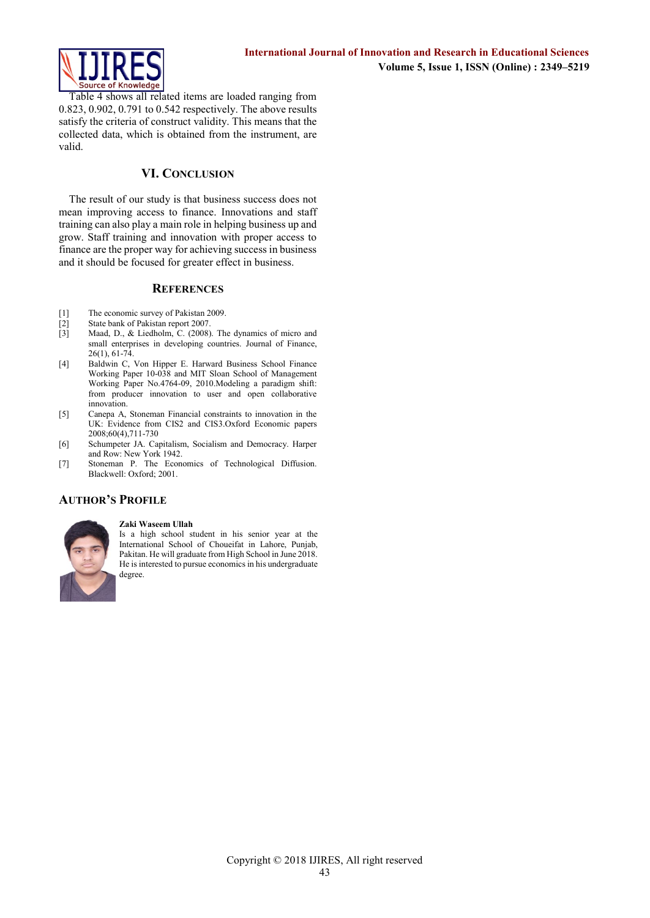Table 4 shows all related items are loaded ranging from 0.823, 0.902, 0.791 to 0.542 respectively. The above results satisfy the criteria of construct validity. This means that the collected data, which is obtained from the instrument, are valid.

## VI. Conclusion

The result of our study is that business success does not mean improving access to finance. Innovations and staff training can also play a main role in helping business up and grow. Staff training and innovation with proper access to finance are the proper way for achieving success in business and it should be focused for greater effect in business.

## References

[1] The economic survey of Pakistan 2009.

[2] State bank of Pakistan report 2007.

[3] Maad, D., & Liedholm, C. (2008). The dynamics of micro and small enterprises in developing countries. Journal of Finance, 26(1), 61-74.

[4] Baldwin C, Von Hipper E. Harward Business School Finance Working Paper 10-038 and MIT Sloan School of Management Working Paper No.4764-09, 2010.Modeling a paradigm shift: from producer innovation to user and open collaborative innovation.

[5] Canepa A, Stoneman Financial constraints to innovation in the UK: Evidence from CIS2 and CIS3.Oxford Economic papers 2008;60(4),711-730

[6] Schumpeter JA. Capitalism, Socialism and Democracy. Harper and Row: New York 1942.

[7] Stoneman P. The Economics of Technological Diffusion. Blackwell: Oxford; 2001.

## Author's Profile

**Zaki Waseem Ullah**
Is a high school student in his senior year at the International School of Choueifat in Lahore, Punjab, Pakitan. He will graduate from High School in June 2018. He is interested to pursue economics in his undergraduate degree.